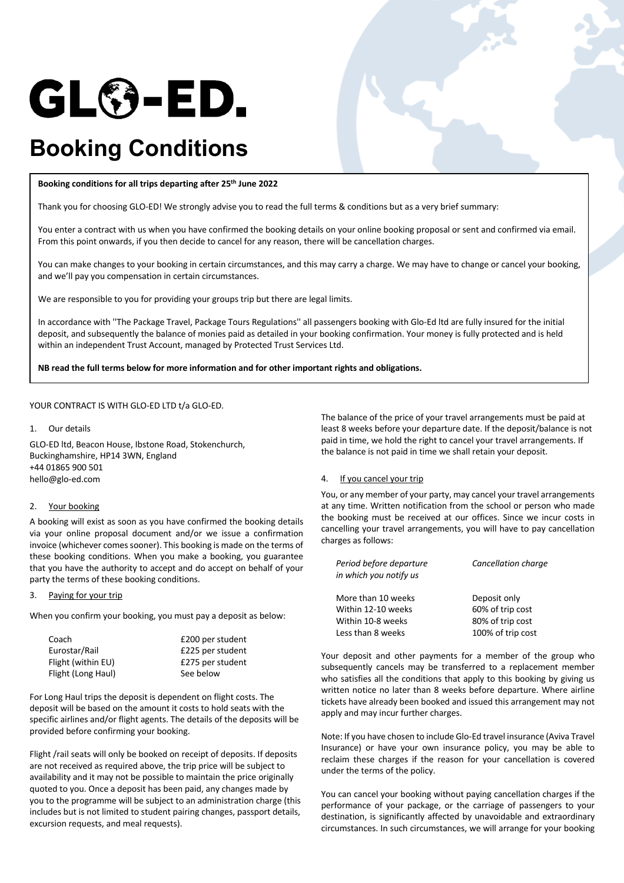# GLO-ED.

# Booking Conditions

**Booking conditions for all trips departing after 25th June 2022**

Thank you for choosing GLO-ED! We strongly advise you to read the full terms & conditions but as a very brief summary:

You enter a contract with us when you have confirmed the booking details on your online booking proposal or sent and confirmed via email. From this point onwards, if you then decide to cancel for any reason, there will be cancellation charges.

You can make changes to your booking in certain circumstances, and this may carry a charge. We may have to change or cancel your booking, and we'll pay you compensation in certain circumstances.

We are responsible to you for providing your groups trip but there are legal limits.

In accordance with ''The Package Travel, Package Tours Regulations'' all passengers booking with Glo-Ed ltd are fully insured for the initial deposit, and subsequently the balance of monies paid as detailed in your booking confirmation. Your money is fully protected and is held within an independent Trust Account, managed by Protected Trust Services Ltd.

**NB read the full terms below for more information and for other important rights and obligations.**

YOUR CONTRACT IS WITH GLO-ED LTD t/a GLO-ED.

1. Our details

GLO-ED ltd, Beacon House, Ibstone Road, Stokenchurch, Buckinghamshire, HP14 3WN, England
+44 01865 900 501
hello@glo-ed.com

2. Your booking

A booking will exist as soon as you have confirmed the booking details via your online proposal document and/or we issue a confirmation invoice (whichever comes sooner). This booking is made on the terms of these booking conditions. When you make a booking, you guarantee that you have the authority to accept and do accept on behalf of your party the terms of these booking conditions.

3. Paying for your trip

When you confirm your booking, you must pay a deposit as below:

| | |
|---|---|
| Coach | £200 per student |
| Eurostar/Rail | £225 per student |
| Flight (within EU) | £275 per student |
| Flight (Long Haul) | See below |

For Long Haul trips the deposit is dependent on flight costs. The deposit will be based on the amount it costs to hold seats with the specific airlines and/or flight agents. The details of the deposits will be provided before confirming your booking.

Flight /rail seats will only be booked on receipt of deposits. If deposits are not received as required above, the trip price will be subject to availability and it may not be possible to maintain the price originally quoted to you. Once a deposit has been paid, any changes made by you to the programme will be subject to an administration charge (this includes but is not limited to student pairing changes, passport details, excursion requests, and meal requests).

The balance of the price of your travel arrangements must be paid at least 8 weeks before your departure date. If the deposit/balance is not paid in time, we hold the right to cancel your travel arrangements. If the balance is not paid in time we shall retain your deposit.

4. If you cancel your trip

You, or any member of your party, may cancel your travel arrangements at any time. Written notification from the school or person who made the booking must be received at our offices. Since we incur costs in cancelling your travel arrangements, you will have to pay cancellation charges as follows:

| *Period before departure in which you notify us* | *Cancellation charge* |
|---|---|
| More than 10 weeks | Deposit only |
| Within 12-10 weeks | 60% of trip cost |
| Within 10-8 weeks | 80% of trip cost |
| Less than 8 weeks | 100% of trip cost |

Your deposit and other payments for a member of the group who subsequently cancels may be transferred to a replacement member who satisfies all the conditions that apply to this booking by giving us written notice no later than 8 weeks before departure. Where airline tickets have already been booked and issued this arrangement may not apply and may incur further charges.

Note: If you have chosen to include Glo-Ed travel insurance (Aviva Travel Insurance) or have your own insurance policy, you may be able to reclaim these charges if the reason for your cancellation is covered under the terms of the policy.

You can cancel your booking without paying cancellation charges if the performance of your package, or the carriage of passengers to your destination, is significantly affected by unavoidable and extraordinary circumstances. In such circumstances, we will arrange for your booking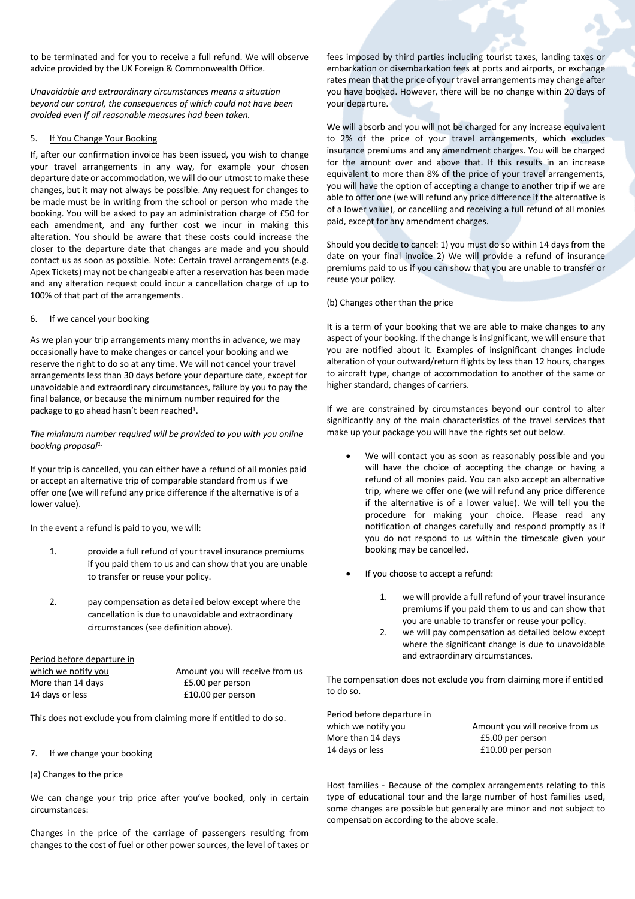to be terminated and for you to receive a full refund. We will observe advice provided by the UK Foreign & Commonwealth Office.

*Unavoidable and extraordinary circumstances means a situation beyond our control, the consequences of which could not have been avoided even if all reasonable measures had been taken.*

5. If You Change Your Booking

If, after our confirmation invoice has been issued, you wish to change your travel arrangements in any way, for example your chosen departure date or accommodation, we will do our utmost to make these changes, but it may not always be possible. Any request for changes to be made must be in writing from the school or person who made the booking. You will be asked to pay an administration charge of £50 for each amendment, and any further cost we incur in making this alteration. You should be aware that these costs could increase the closer to the departure date that changes are made and you should contact us as soon as possible. Note: Certain travel arrangements (e.g. Apex Tickets) may not be changeable after a reservation has been made and any alteration request could incur a cancellation charge of up to 100% of that part of the arrangements.

6. If we cancel your booking

As we plan your trip arrangements many months in advance, we may occasionally have to make changes or cancel your booking and we reserve the right to do so at any time. We will not cancel your travel arrangements less than 30 days before your departure date, except for unavoidable and extraordinary circumstances, failure by you to pay the final balance, or because the minimum number required for the package to go ahead hasn't been reached[1].

*The minimum number required will be provided to you with you online booking proposal[1].*

If your trip is cancelled, you can either have a refund of all monies paid or accept an alternative trip of comparable standard from us if we offer one (we will refund any price difference if the alternative is of a lower value).

In the event a refund is paid to you, we will:

1. provide a full refund of your travel insurance premiums if you paid them to us and can show that you are unable to transfer or reuse your policy.
2. pay compensation as detailed below except where the cancellation is due to unavoidable and extraordinary circumstances (see definition above).

| Period before departure in which we notify you | Amount you will receive from us |
|---|---|
| More than 14 days | £5.00 per person |
| 14 days or less | £10.00 per person |

This does not exclude you from claiming more if entitled to do so.

7. If we change your booking

(a) Changes to the price

We can change your trip price after you've booked, only in certain circumstances:

Changes in the price of the carriage of passengers resulting from changes to the cost of fuel or other power sources, the level of taxes or fees imposed by third parties including tourist taxes, landing taxes or embarkation or disembarkation fees at ports and airports, or exchange rates mean that the price of your travel arrangements may change after you have booked. However, there will be no change within 20 days of your departure.

We will absorb and you will not be charged for any increase equivalent to 2% of the price of your travel arrangements, which excludes insurance premiums and any amendment charges. You will be charged for the amount over and above that. If this results in an increase equivalent to more than 8% of the price of your travel arrangements, you will have the option of accepting a change to another trip if we are able to offer one (we will refund any price difference if the alternative is of a lower value), or cancelling and receiving a full refund of all monies paid, except for any amendment charges.

Should you decide to cancel: 1) you must do so within 14 days from the date on your final invoice 2) We will provide a refund of insurance premiums paid to us if you can show that you are unable to transfer or reuse your policy.

(b) Changes other than the price

It is a term of your booking that we are able to make changes to any aspect of your booking. If the change is insignificant, we will ensure that you are notified about it. Examples of insignificant changes include alteration of your outward/return flights by less than 12 hours, changes to aircraft type, change of accommodation to another of the same or higher standard, changes of carriers.

If we are constrained by circumstances beyond our control to alter significantly any of the main characteristics of the travel services that make up your package you will have the rights set out below.

- We will contact you as soon as reasonably possible and you will have the choice of accepting the change or having a refund of all monies paid. You can also accept an alternative trip, where we offer one (we will refund any price difference if the alternative is of a lower value). We will tell you the procedure for making your choice. Please read any notification of changes carefully and respond promptly as if you do not respond to us within the timescale given your booking may be cancelled.
- If you choose to accept a refund:
    1. we will provide a full refund of your travel insurance premiums if you paid them to us and can show that you are unable to transfer or reuse your policy.
    2. we will pay compensation as detailed below except where the significant change is due to unavoidable and extraordinary circumstances.

The compensation does not exclude you from claiming more if entitled to do so.

| Period before departure in which we notify you | Amount you will receive from us |
|---|---|
| More than 14 days | £5.00 per person |
| 14 days or less | £10.00 per person |

Host families - Because of the complex arrangements relating to this type of educational tour and the large number of host families used, some changes are possible but generally are minor and not subject to compensation according to the above scale.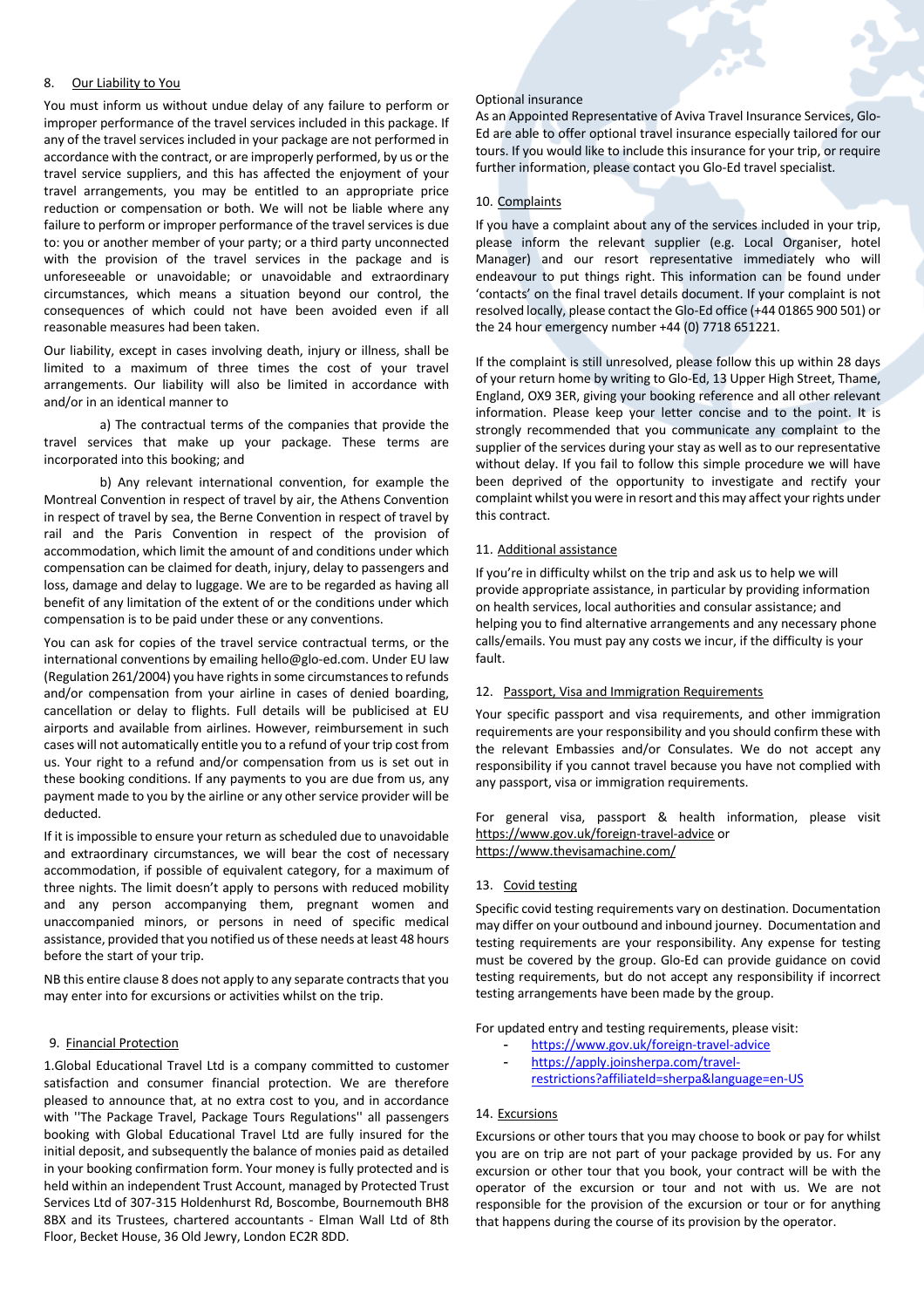8. Our Liability to You

You must inform us without undue delay of any failure to perform or improper performance of the travel services included in this package. If any of the travel services included in your package are not performed in accordance with the contract, or are improperly performed, by us or the travel service suppliers, and this has affected the performance of your travel arrangements, you may be entitled to an appropriate price reduction or compensation or both. We will not be liable where any failure to perform or improper performance of the travel services is due to: you or another member of your party; or a third party unconnected with the provision of the travel services in the package and is unforeseeable or unavoidable; or unavoidable and extraordinary circumstances, which means a situation beyond our control, the consequences of which could not have been avoided even if all reasonable measures had been taken.

Our liability, except in cases involving death, injury or illness, shall be limited to a maximum of three times the cost of your travel arrangements. Our liability will also be limited in accordance with and/or in an identical manner to

a) The contractual terms of the companies that provide the travel services that make up your package. These terms are incorporated into this booking; and

b) Any relevant international convention, for example the Montreal Convention in respect of travel by air, the Athens Convention in respect of travel by sea, the Berne Convention in respect of travel by rail and the Paris Convention in respect of the provision of accommodation, which limit the amount of and conditions under which compensation can be claimed for death, injury, delay to passengers and loss, damage and delay to luggage. We are to be regarded as having all benefit of any limitation of the extent of or the conditions under which compensation is to be paid under these or any conventions.

You can ask for copies of the travel service contractual terms, or the international conventions by emailing hello@glo-ed.com. Under EU law (Regulation 261/2004) you have rights in some circumstances to refunds and/or compensation from your airline in cases of denied boarding, cancellation or delay to flights. Full details will be publicised at EU airports and available from airlines. However, reimbursement in such cases will not automatically entitle you to a refund of your trip cost from us. Your right to a refund and/or compensation from us is set out in these booking conditions. If any payments to you are due from us, any payment made to you by the airline or any other service provider will be deducted.

If it is impossible to ensure your return as scheduled due to unavoidable and extraordinary circumstances, we will bear the cost of necessary accommodation, if possible of equivalent category, for a maximum of three nights. The limit doesn't apply to persons with reduced mobility and any person accompanying them, pregnant women and unaccompanied minors, or persons in need of specific medical assistance, provided that you notified us of these needs at least 48 hours before the start of your trip.

NB this entire clause 8 does not apply to any separate contracts that you may enter into for excursions or activities whilst on the trip.

9. Financial Protection

1.Global Educational Travel Ltd is a company committed to customer satisfaction and consumer financial protection. We are therefore pleased to announce that, at no extra cost to you, and in accordance with ''The Package Travel, Package Tours Regulations'' all passengers booking with Global Educational Travel Ltd are fully insured for the initial deposit, and subsequently the balance of monies paid as detailed in your booking confirmation form. Your money is fully protected and is held within an independent Trust Account, managed by Protected Trust Services Ltd of 307-315 Holdenhurst Rd, Boscombe, Bournemouth BH8 8BX and its Trustees, chartered accountants - Elman Wall Ltd of 8th Floor, Becket House, 36 Old Jewry, London EC2R 8DD.

Optional insurance

As an Appointed Representative of Aviva Travel Insurance Services, Glo-Ed are able to offer optional travel insurance especially tailored for our tours. If you would like to include this insurance for your trip, or require further information, please contact you Glo-Ed travel specialist.

10. Complaints

If you have a complaint about any of the services included in your trip, please inform the relevant supplier (e.g. Local Organiser, hotel Manager) and our resort representative immediately who will endeavour to put things right. This information can be found under 'contacts' on the final travel details document. If your complaint is not resolved locally, please contact the Glo-Ed office (+44 01865 900 501) or the 24 hour emergency number +44 (0) 7718 651221.

If the complaint is still unresolved, please follow this up within 28 days of your return home by writing to Glo-Ed, 13 Upper High Street, Thame, England, OX9 3ER, giving your booking reference and all other relevant information. Please keep your letter concise and to the point. It is strongly recommended that you communicate any complaint to the supplier of the services during your stay as well as to our representative without delay. If you fail to follow this simple procedure we will have been deprived of the opportunity to investigate and rectify your complaint whilst you were in resort and this may affect your rights under this contract.

11. Additional assistance

If you're in difficulty whilst on the trip and ask us to help we will provide appropriate assistance, in particular by providing information on health services, local authorities and consular assistance; and helping you to find alternative arrangements and any necessary phone calls/emails. You must pay any costs we incur, if the difficulty is your fault.

12. Passport, Visa and Immigration Requirements

Your specific passport and visa requirements, and other immigration requirements are your responsibility and you should confirm these with the relevant Embassies and/or Consulates. We do not accept any responsibility if you cannot travel because you have not complied with any passport, visa or immigration requirements.

For general visa, passport & health information, please visit https://www.gov.uk/foreign-travel-advice or https://www.thevisamachine.com/

13. Covid testing

Specific covid testing requirements vary on destination. Documentation may differ on your outbound and inbound journey. Documentation and testing requirements are your responsibility. Any expense for testing must be covered by the group. Glo-Ed can provide guidance on covid testing requirements, but do not accept any responsibility if incorrect testing arrangements have been made by the group.

For updated entry and testing requirements, please visit:

- https://www.gov.uk/foreign-travel-advice
- https://apply.joinsherpa.com/travel-restrictions?affiliateId=sherpa&language=en-US

14. Excursions

Excursions or other tours that you may choose to book or pay for whilst you are on trip are not part of your package provided by us. For any excursion or other tour that you book, your contract will be with the operator of the excursion or tour and not with us. We are not responsible for the provision of the excursion or tour or for anything that happens during the course of its provision by the operator.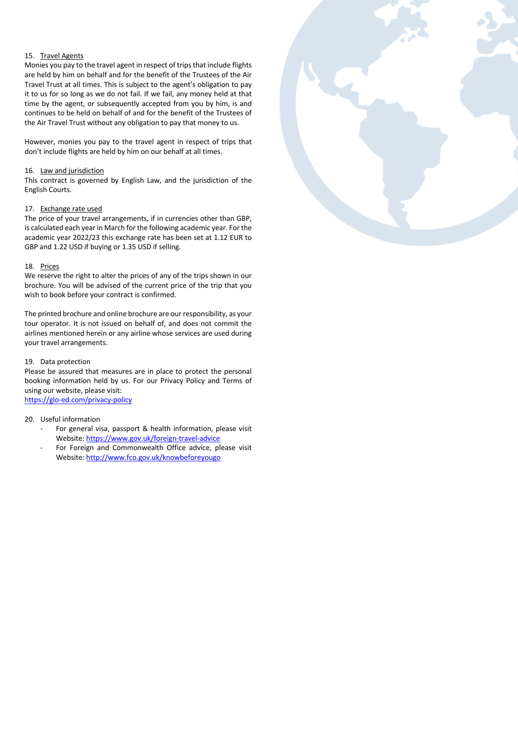15. <u>Travel Agents</u>

Monies you pay to the travel agent in respect of trips that include flights are held by him on behalf and for the benefit of the Trustees of the Air Travel Trust at all times. This is subject to the agent's obligation to pay it to us for so long as we do not fail. If we fail, any money held at that time by the agent, or subsequently accepted from you by him, is and continues to be held on behalf of and for the benefit of the Trustees of the Air Travel Trust without any obligation to pay that money to us.

However, monies you pay to the travel agent in respect of trips that don't include flights are held by him on our behalf at all times.

16. <u>Law and jurisdiction</u>

This contract is governed by English Law, and the jurisdiction of the English Courts.

17. <u>Exchange rate used</u>

The price of your travel arrangements, if in currencies other than GBP, is calculated each year in March for the following academic year. For the academic year 2022/23 this exchange rate has been set at 1.12 EUR to GBP and 1.22 USD if buying or 1.35 USD if selling.

18. <u>Prices</u>

We reserve the right to alter the prices of any of the trips shown in our brochure. You will be advised of the current price of the trip that you wish to book before your contract is confirmed.

The printed brochure and online brochure are our responsibility, as your tour operator. It is not issued on behalf of, and does not commit the airlines mentioned herein or any airline whose services are used during your travel arrangements.

19. Data protection

Please be assured that measures are in place to protect the personal booking information held by us. For our Privacy Policy and Terms of using our website, please visit:
https://glo-ed.com/privacy-policy

20. Useful information

- For general visa, passport & health information, please visit Website: https://www.gov.uk/foreign-travel-advice
- For Foreign and Commonwealth Office advice, please visit Website: http://www.fco.gov.uk/knowbeforeyougo